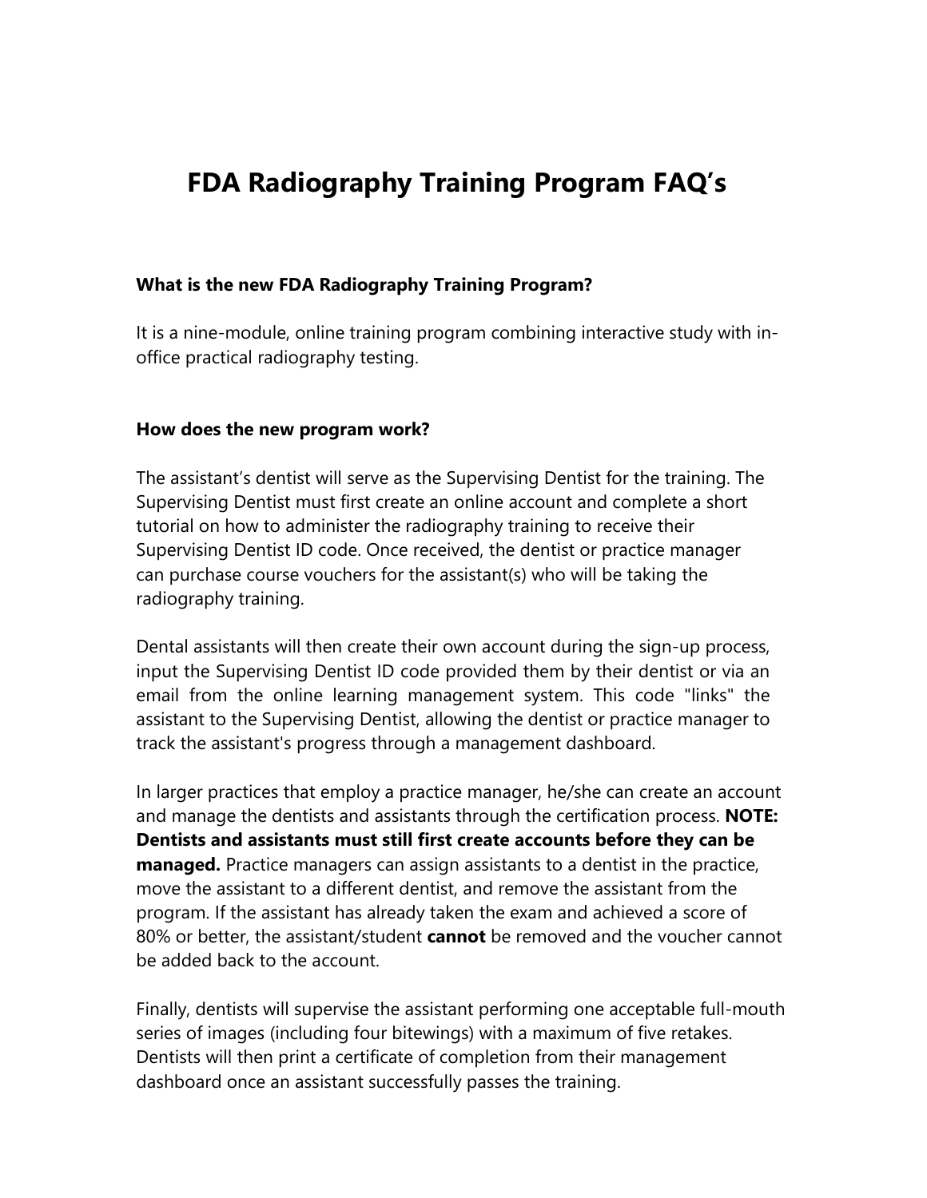# FDA Radiography Training Program FAQ's

**What is the new FDA Radiography Training Program?**

It is a nine-module, online training program combining interactive study with in-office practical radiography testing.

**How does the new program work?**

The assistant's dentist will serve as the Supervising Dentist for the training. The Supervising Dentist must first create an online account and complete a short tutorial on how to administer the radiography training to receive their Supervising Dentist ID code. Once received, the dentist or practice manager can purchase course vouchers for the assistant(s) who will be taking the radiography training.

Dental assistants will then create their own account during the sign-up process, input the Supervising Dentist ID code provided them by their dentist or via an email from the online learning management system. This code "links" the assistant to the Supervising Dentist, allowing the dentist or practice manager to track the assistant's progress through a management dashboard.

In larger practices that employ a practice manager, he/she can create an account and manage the dentists and assistants through the certification process. **NOTE: Dentists and assistants must still first create accounts before they can be managed.** Practice managers can assign assistants to a dentist in the practice, move the assistant to a different dentist, and remove the assistant from the program. If the assistant has already taken the exam and achieved a score of 80% or better, the assistant/student **cannot** be removed and the voucher cannot be added back to the account.

Finally, dentists will supervise the assistant performing one acceptable full-mouth series of images (including four bitewings) with a maximum of five retakes. Dentists will then print a certificate of completion from their management dashboard once an assistant successfully passes the training.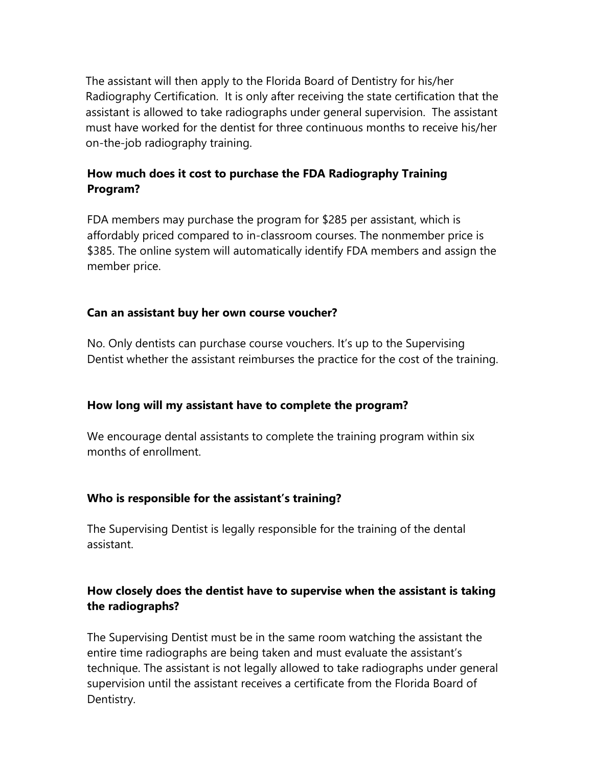The assistant will then apply to the Florida Board of Dentistry for his/her Radiography Certification. It is only after receiving the state certification that the assistant is allowed to take radiographs under general supervision. The assistant must have worked for the dentist for three continuous months to receive his/her on-the-job radiography training.

**How much does it cost to purchase the FDA Radiography Training Program?**

FDA members may purchase the program for $285 per assistant, which is affordably priced compared to in-classroom courses. The nonmember price is $385. The online system will automatically identify FDA members and assign the member price.

**Can an assistant buy her own course voucher?**

No. Only dentists can purchase course vouchers. It's up to the Supervising Dentist whether the assistant reimburses the practice for the cost of the training.

**How long will my assistant have to complete the program?**

We encourage dental assistants to complete the training program within six months of enrollment.

**Who is responsible for the assistant's training?**

The Supervising Dentist is legally responsible for the training of the dental assistant.

**How closely does the dentist have to supervise when the assistant is taking the radiographs?**

The Supervising Dentist must be in the same room watching the assistant the entire time radiographs are being taken and must evaluate the assistant's technique. The assistant is not legally allowed to take radiographs under general supervision until the assistant receives a certificate from the Florida Board of Dentistry.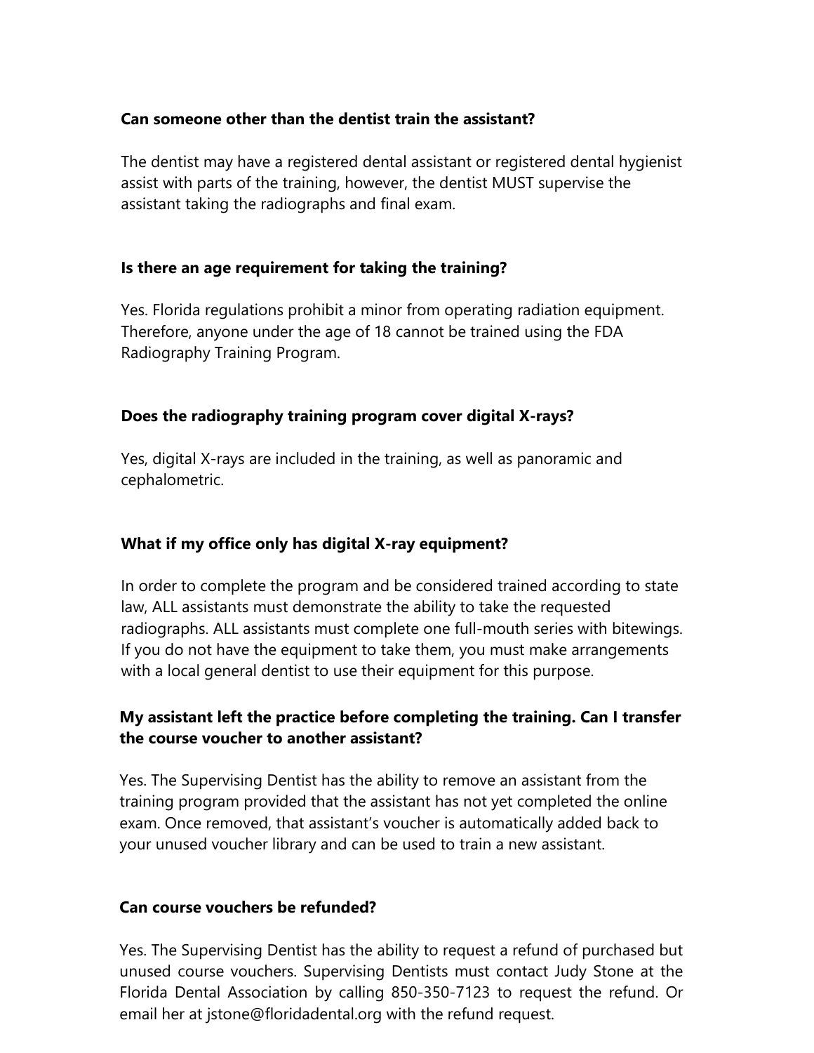**Can someone other than the dentist train the assistant?**

The dentist may have a registered dental assistant or registered dental hygienist assist with parts of the training, however, the dentist MUST supervise the assistant taking the radiographs and final exam.

**Is there an age requirement for taking the training?**

Yes. Florida regulations prohibit a minor from operating radiation equipment. Therefore, anyone under the age of 18 cannot be trained using the FDA Radiography Training Program.

**Does the radiography training program cover digital X-rays?**

Yes, digital X-rays are included in the training, as well as panoramic and cephalometric.

**What if my office only has digital X-ray equipment?**

In order to complete the program and be considered trained according to state law, ALL assistants must demonstrate the ability to take the requested radiographs. ALL assistants must complete one full-mouth series with bitewings. If you do not have the equipment to take them, you must make arrangements with a local general dentist to use their equipment for this purpose.

**My assistant left the practice before completing the training. Can I transfer the course voucher to another assistant?**

Yes. The Supervising Dentist has the ability to remove an assistant from the training program provided that the assistant has not yet completed the online exam. Once removed, that assistant's voucher is automatically added back to your unused voucher library and can be used to train a new assistant.

**Can course vouchers be refunded?**

Yes. The Supervising Dentist has the ability to request a refund of purchased but unused course vouchers. Supervising Dentists must contact Judy Stone at the Florida Dental Association by calling 850-350-7123 to request the refund. Or email her at jstone@floridadental.org with the refund request.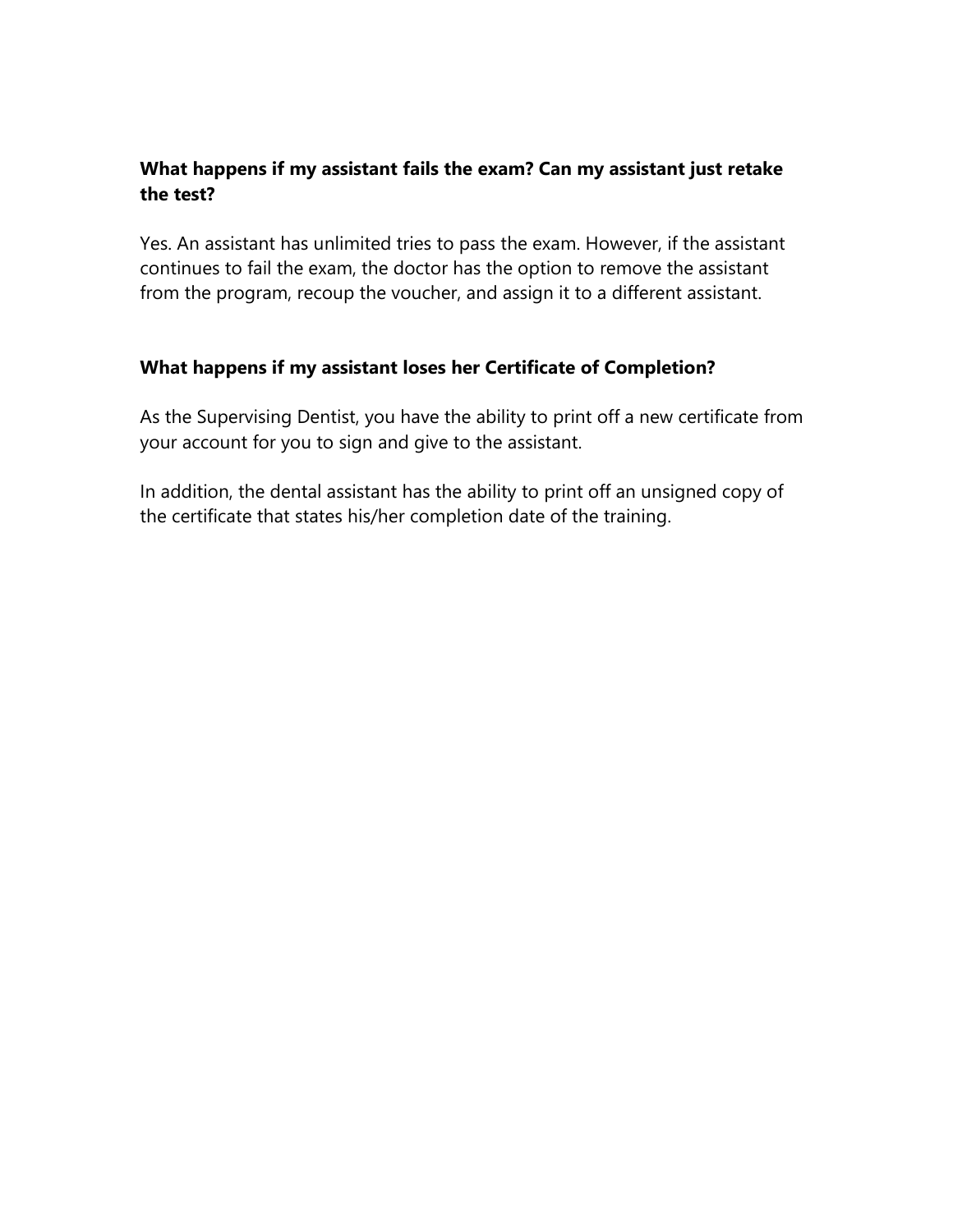**What happens if my assistant fails the exam? Can my assistant just retake the test?**

Yes. An assistant has unlimited tries to pass the exam. However, if the assistant continues to fail the exam, the doctor has the option to remove the assistant from the program, recoup the voucher, and assign it to a different assistant.

**What happens if my assistant loses her Certificate of Completion?**

As the Supervising Dentist, you have the ability to print off a new certificate from your account for you to sign and give to the assistant.

In addition, the dental assistant has the ability to print off an unsigned copy of the certificate that states his/her completion date of the training.